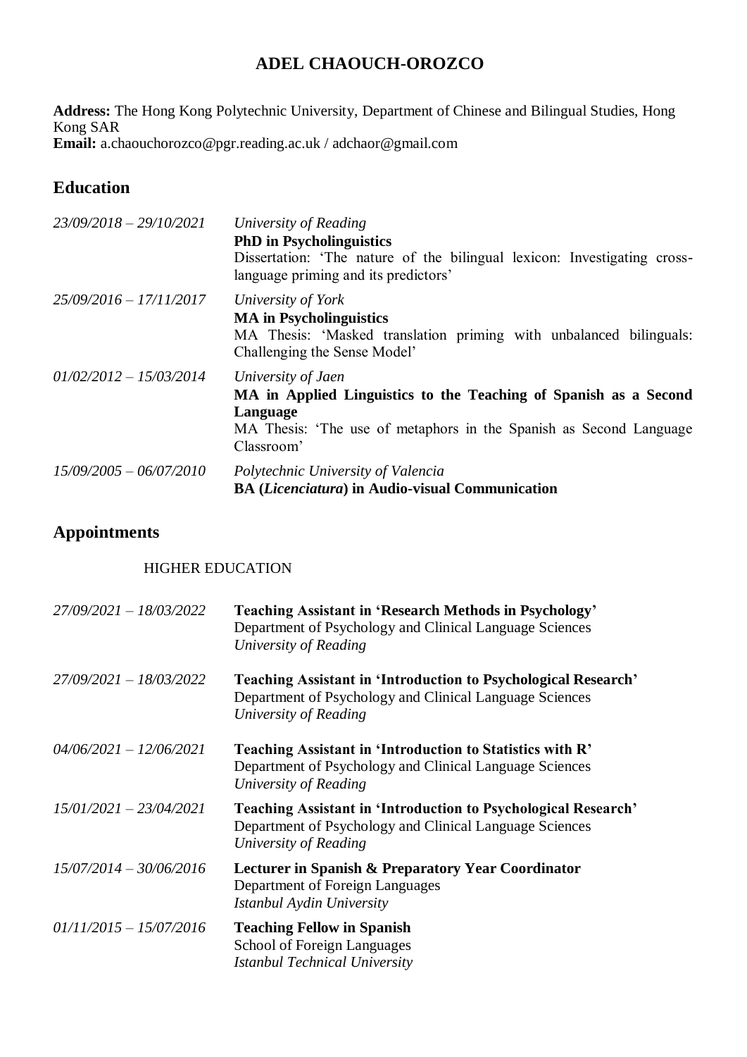# ADEL CHAOUCH-OROZCO

**Address:** The Hong Kong Polytechnic University, Department of Chinese and Bilingual Studies, Hong Kong SAR
**Email:** a.chaouchorozco@pgr.reading.ac.uk / adchaor@gmail.com

## Education

*23/09/2018 – 29/10/2021*
*University of Reading*
**PhD in Psycholinguistics**
Dissertation: 'The nature of the bilingual lexicon: Investigating cross-language priming and its predictors'

*25/09/2016 – 17/11/2017*
*University of York*
**MA in Psycholinguistics**
MA Thesis: 'Masked translation priming with unbalanced bilinguals: Challenging the Sense Model'

*01/02/2012 – 15/03/2014*
*University of Jaen*
**MA in Applied Linguistics to the Teaching of Spanish as a Second Language**
MA Thesis: 'The use of metaphors in the Spanish as Second Language Classroom'

*15/09/2005 – 06/07/2010*
*Polytechnic University of Valencia*
**BA (*Licenciatura*) in Audio-visual Communication**

## Appointments

HIGHER EDUCATION

*27/09/2021 – 18/03/2022*
**Teaching Assistant in 'Research Methods in Psychology'**
Department of Psychology and Clinical Language Sciences
*University of Reading*

*27/09/2021 – 18/03/2022*
**Teaching Assistant in 'Introduction to Psychological Research'**
Department of Psychology and Clinical Language Sciences
*University of Reading*

*04/06/2021 – 12/06/2021*
**Teaching Assistant in 'Introduction to Statistics with R'**
Department of Psychology and Clinical Language Sciences
*University of Reading*

*15/01/2021 – 23/04/2021*
**Teaching Assistant in 'Introduction to Psychological Research'**
Department of Psychology and Clinical Language Sciences
*University of Reading*

*15/07/2014 – 30/06/2016*
**Lecturer in Spanish & Preparatory Year Coordinator**
Department of Foreign Languages
*Istanbul Aydin University*

*01/11/2015 – 15/07/2016*
**Teaching Fellow in Spanish**
School of Foreign Languages
*Istanbul Technical University*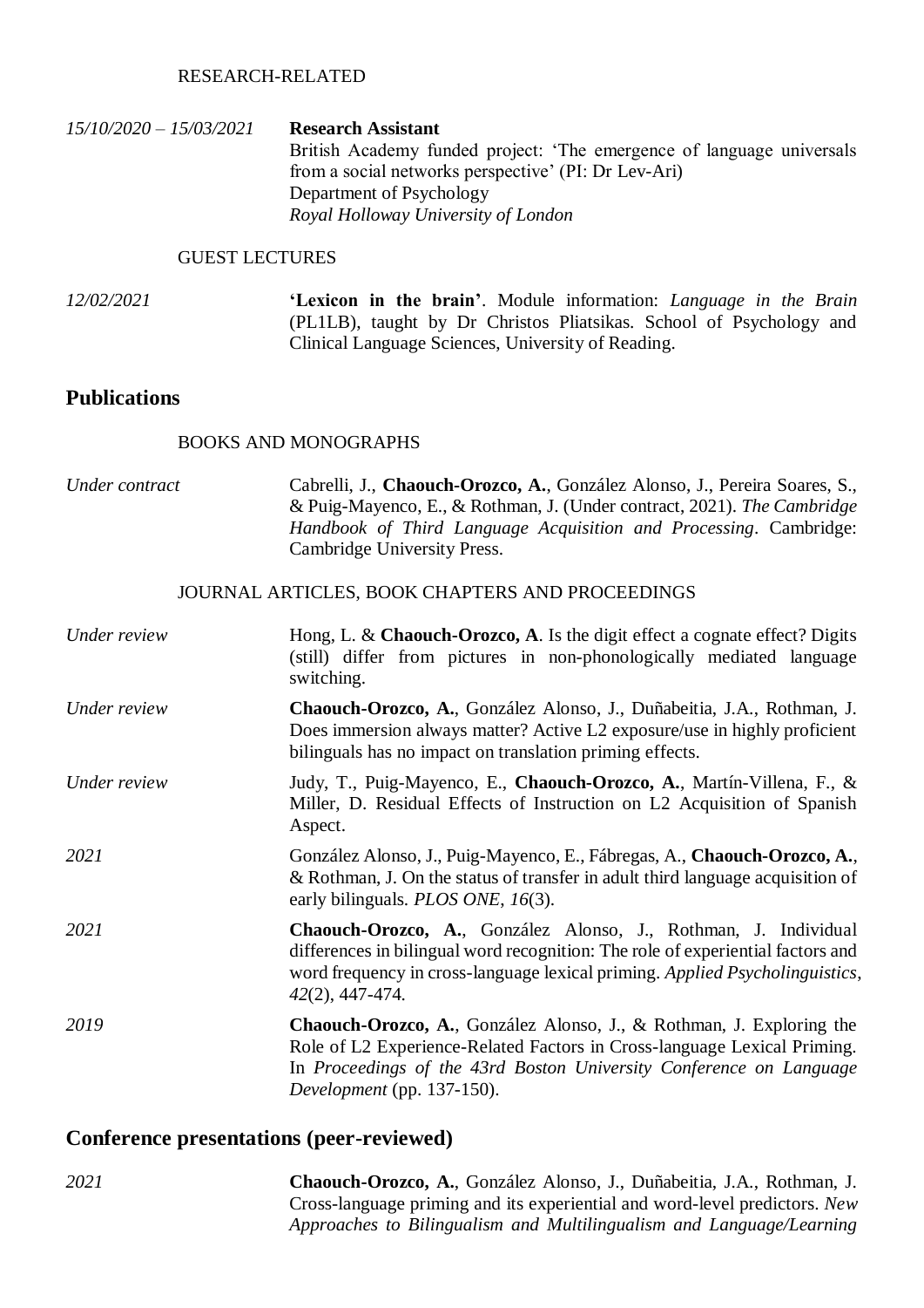RESEARCH-RELATED

*15/10/2020 – 15/03/2021* **Research Assistant**
British Academy funded project: 'The emergence of language universals from a social networks perspective' (PI: Dr Lev-Ari)
Department of Psychology
*Royal Holloway University of London*

GUEST LECTURES

*12/02/2021* **'Lexicon in the brain'**. Module information: *Language in the Brain* (PL1LB), taught by Dr Christos Pliatsikas. School of Psychology and Clinical Language Sciences, University of Reading.

## Publications

BOOKS AND MONOGRAPHS

*Under contract* Cabrelli, J., **Chaouch-Orozco, A.**, González Alonso, J., Pereira Soares, S., & Puig-Mayenco, E., & Rothman, J. (Under contract, 2021). *The Cambridge Handbook of Third Language Acquisition and Processing*. Cambridge: Cambridge University Press.

JOURNAL ARTICLES, BOOK CHAPTERS AND PROCEEDINGS

*Under review* Hong, L. & **Chaouch-Orozco, A**. Is the digit effect a cognate effect? Digits (still) differ from pictures in non-phonologically mediated language switching.

*Under review* **Chaouch-Orozco, A.**, González Alonso, J., Duñabeitia, J.A., Rothman, J. Does immersion always matter? Active L2 exposure/use in highly proficient bilinguals has no impact on translation priming effects.

*Under review* Judy, T., Puig-Mayenco, E., **Chaouch-Orozco, A.**, Martín-Villena, F., & Miller, D. Residual Effects of Instruction on L2 Acquisition of Spanish Aspect.

*2021* González Alonso, J., Puig-Mayenco, E., Fábregas, A., **Chaouch-Orozco, A.**, & Rothman, J. On the status of transfer in adult third language acquisition of early bilinguals. *PLOS ONE*, *16*(3).

*2021* **Chaouch-Orozco, A.**, González Alonso, J., Rothman, J. Individual differences in bilingual word recognition: The role of experiential factors and word frequency in cross-language lexical priming. *Applied Psycholinguistics*, *42*(2), 447-474.

*2019* **Chaouch-Orozco, A.**, González Alonso, J., & Rothman, J. Exploring the Role of L2 Experience-Related Factors in Cross-language Lexical Priming. In *Proceedings of the 43rd Boston University Conference on Language Development* (pp. 137-150).

## Conference presentations (peer-reviewed)

*2021* **Chaouch-Orozco, A.**, González Alonso, J., Duñabeitia, J.A., Rothman, J. Cross-language priming and its experiential and word-level predictors. *New Approaches to Bilingualism and Multilingualism and Language/Learning*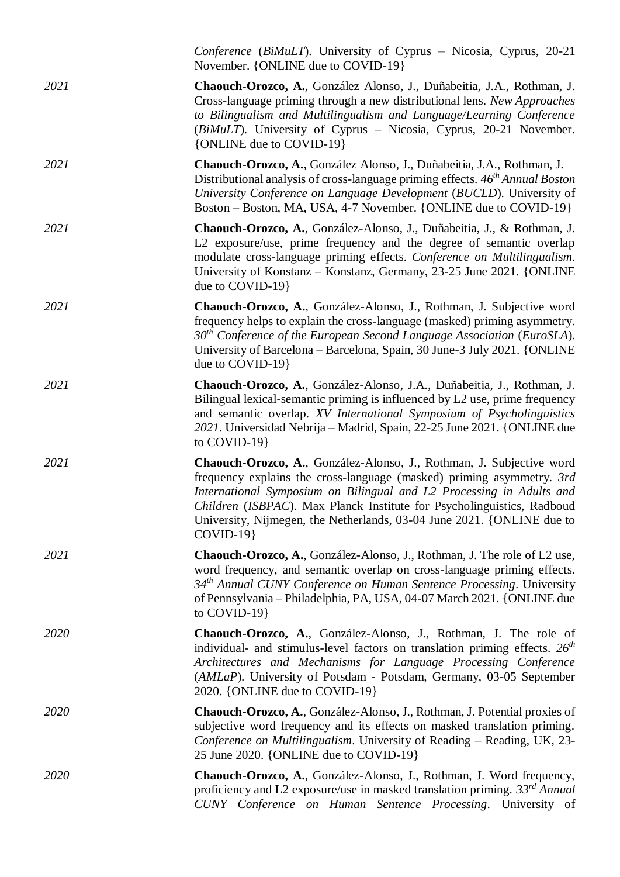*Conference* (*BiMuLT*). University of Cyprus – Nicosia, Cyprus, 20-21 November. {ONLINE due to COVID-19}

*2021* **Chaouch-Orozco, A.**, González Alonso, J., Duñabeitia, J.A., Rothman, J. Cross-language priming through a new distributional lens. *New Approaches to Bilingualism and Multilingualism and Language/Learning Conference* (*BiMuLT*). University of Cyprus – Nicosia, Cyprus, 20-21 November. {ONLINE due to COVID-19}

*2021* **Chaouch-Orozco, A.**, González Alonso, J., Duñabeitia, J.A., Rothman, J. Distributional analysis of cross-language priming effects. *46th Annual Boston University Conference on Language Development* (*BUCLD*). University of Boston – Boston, MA, USA, 4-7 November. {ONLINE due to COVID-19}

*2021* **Chaouch-Orozco, A.**, González-Alonso, J., Duñabeitia, J., & Rothman, J. L2 exposure/use, prime frequency and the degree of semantic overlap modulate cross-language priming effects. *Conference on Multilingualism*. University of Konstanz – Konstanz, Germany, 23-25 June 2021. {ONLINE due to COVID-19}

*2021* **Chaouch-Orozco, A.**, González-Alonso, J., Rothman, J. Subjective word frequency helps to explain the cross-language (masked) priming asymmetry. *30th Conference of the European Second Language Association* (*EuroSLA*). University of Barcelona – Barcelona, Spain, 30 June-3 July 2021. {ONLINE due to COVID-19}

*2021* **Chaouch-Orozco, A.**, González-Alonso, J.A., Duñabeitia, J., Rothman, J. Bilingual lexical-semantic priming is influenced by L2 use, prime frequency and semantic overlap. *XV International Symposium of Psycholinguistics 2021*. Universidad Nebrija – Madrid, Spain, 22-25 June 2021. {ONLINE due to COVID-19}

*2021* **Chaouch-Orozco, A.**, González-Alonso, J., Rothman, J. Subjective word frequency explains the cross-language (masked) priming asymmetry. *3rd International Symposium on Bilingual and L2 Processing in Adults and Children* (*ISBPAC*). Max Planck Institute for Psycholinguistics, Radboud University, Nijmegen, the Netherlands, 03-04 June 2021. {ONLINE due to COVID-19}

*2021* **Chaouch-Orozco, A.**, González-Alonso, J., Rothman, J. The role of L2 use, word frequency, and semantic overlap on cross-language priming effects. *34th Annual CUNY Conference on Human Sentence Processing*. University of Pennsylvania – Philadelphia, PA, USA, 04-07 March 2021. {ONLINE due to COVID-19}

*2020* **Chaouch-Orozco, A.**, González-Alonso, J., Rothman, J. The role of individual- and stimulus-level factors on translation priming effects. *26th Architectures and Mechanisms for Language Processing Conference* (*AMLaP*). University of Potsdam - Potsdam, Germany, 03-05 September 2020. {ONLINE due to COVID-19}

*2020* **Chaouch-Orozco, A.**, González-Alonso, J., Rothman, J. Potential proxies of subjective word frequency and its effects on masked translation priming. *Conference on Multilingualism*. University of Reading – Reading, UK, 23-25 June 2020. {ONLINE due to COVID-19}

*2020* **Chaouch-Orozco, A.**, González-Alonso, J., Rothman, J. Word frequency, proficiency and L2 exposure/use in masked translation priming. *33rd Annual CUNY Conference on Human Sentence Processing*. University of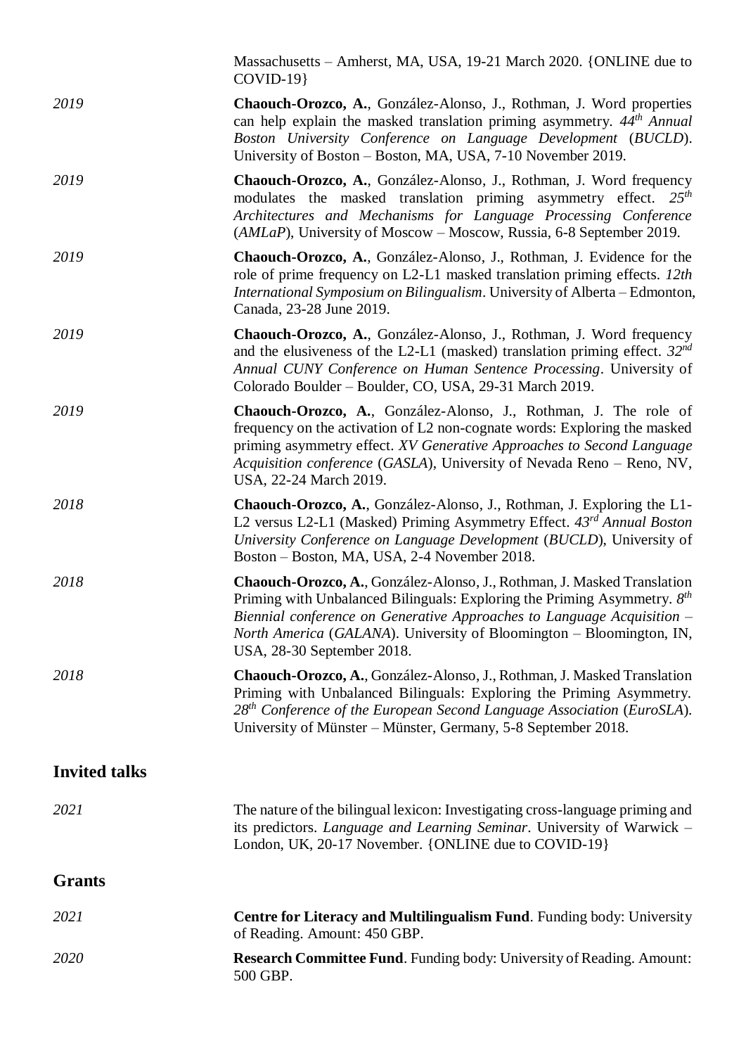Massachusetts – Amherst, MA, USA, 19-21 March 2020. {ONLINE due to COVID-19}

*2019* **Chaouch-Orozco, A.**, González-Alonso, J., Rothman, J. Word properties can help explain the masked translation priming asymmetry. *44th Annual Boston University Conference on Language Development* (*BUCLD*). University of Boston – Boston, MA, USA, 7-10 November 2019.

*2019* **Chaouch-Orozco, A.**, González-Alonso, J., Rothman, J. Word frequency modulates the masked translation priming asymmetry effect. *25th Architectures and Mechanisms for Language Processing Conference* (*AMLaP*), University of Moscow – Moscow, Russia, 6-8 September 2019.

*2019* **Chaouch-Orozco, A.**, González-Alonso, J., Rothman, J. Evidence for the role of prime frequency on L2-L1 masked translation priming effects. *12th International Symposium on Bilingualism*. University of Alberta – Edmonton, Canada, 23-28 June 2019.

*2019* **Chaouch-Orozco, A.**, González-Alonso, J., Rothman, J. Word frequency and the elusiveness of the L2-L1 (masked) translation priming effect. *32nd Annual CUNY Conference on Human Sentence Processing*. University of Colorado Boulder – Boulder, CO, USA, 29-31 March 2019.

*2019* **Chaouch-Orozco, A.**, González-Alonso, J., Rothman, J. The role of frequency on the activation of L2 non-cognate words: Exploring the masked priming asymmetry effect. *XV Generative Approaches to Second Language Acquisition conference* (*GASLA*), University of Nevada Reno – Reno, NV, USA, 22-24 March 2019.

*2018* **Chaouch-Orozco, A.**, González-Alonso, J., Rothman, J. Exploring the L1-L2 versus L2-L1 (Masked) Priming Asymmetry Effect. *43rd Annual Boston University Conference on Language Development* (*BUCLD*), University of Boston – Boston, MA, USA, 2-4 November 2018.

*2018* **Chaouch-Orozco, A.**, González-Alonso, J., Rothman, J. Masked Translation Priming with Unbalanced Bilinguals: Exploring the Priming Asymmetry. *8th Biennial conference on Generative Approaches to Language Acquisition – North America* (*GALANA*). University of Bloomington – Bloomington, IN, USA, 28-30 September 2018.

*2018* **Chaouch-Orozco, A.**, González-Alonso, J., Rothman, J. Masked Translation Priming with Unbalanced Bilinguals: Exploring the Priming Asymmetry. *28th Conference of the European Second Language Association* (*EuroSLA*). University of Münster – Münster, Germany, 5-8 September 2018.

## Invited talks

*2021* The nature of the bilingual lexicon: Investigating cross-language priming and its predictors. *Language and Learning Seminar*. University of Warwick – London, UK, 20-17 November. {ONLINE due to COVID-19}

## Grants

*2021* **Centre for Literacy and Multilingualism Fund**. Funding body: University of Reading. Amount: 450 GBP.

*2020* **Research Committee Fund**. Funding body: University of Reading. Amount: 500 GBP.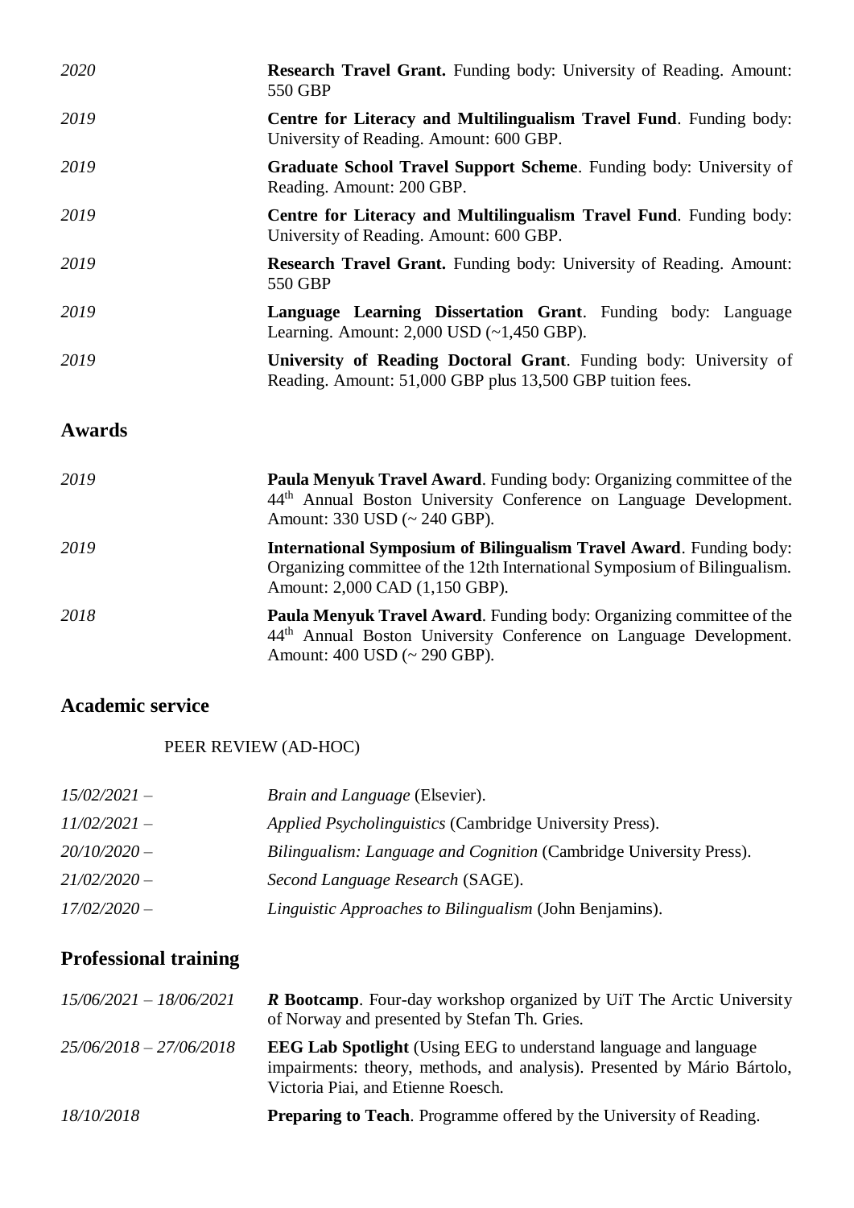| | |
|---|---|
| *2020* | **Research Travel Grant.** Funding body: University of Reading. Amount: 550 GBP |
| *2019* | **Centre for Literacy and Multilingualism Travel Fund**. Funding body: University of Reading. Amount: 600 GBP. |
| *2019* | **Graduate School Travel Support Scheme**. Funding body: University of Reading. Amount: 200 GBP. |
| *2019* | **Centre for Literacy and Multilingualism Travel Fund**. Funding body: University of Reading. Amount: 600 GBP. |
| *2019* | **Research Travel Grant.** Funding body: University of Reading. Amount: 550 GBP |
| *2019* | **Language Learning Dissertation Grant**. Funding body: Language Learning. Amount: 2,000 USD (~1,450 GBP). |
| *2019* | **University of Reading Doctoral Grant**. Funding body: University of Reading. Amount: 51,000 GBP plus 13,500 GBP tuition fees. |

## Awards

| | |
|---|---|
| *2019* | **Paula Menyuk Travel Award**. Funding body: Organizing committee of the 44th Annual Boston University Conference on Language Development. Amount: 330 USD (~ 240 GBP). |
| *2019* | **International Symposium of Bilingualism Travel Award**. Funding body: Organizing committee of the 12th International Symposium of Bilingualism. Amount: 2,000 CAD (1,150 GBP). |
| *2018* | **Paula Menyuk Travel Award**. Funding body: Organizing committee of the 44th Annual Boston University Conference on Language Development. Amount: 400 USD (~ 290 GBP). |

## Academic service

PEER REVIEW (AD-HOC)

| | |
|---|---|
| *15/02/2021 –* | *Brain and Language* (Elsevier). |
| *11/02/2021 –* | *Applied Psycholinguistics* (Cambridge University Press). |
| *20/10/2020 –* | *Bilingualism: Language and Cognition* (Cambridge University Press). |
| *21/02/2020 –* | *Second Language Research* (SAGE). |
| *17/02/2020 –* | *Linguistic Approaches to Bilingualism* (John Benjamins). |

## Professional training

| | |
|---|---|
| *15/06/2021 – 18/06/2021* | ***R* Bootcamp**. Four-day workshop organized by UiT The Arctic University of Norway and presented by Stefan Th. Gries. |
| *25/06/2018 – 27/06/2018* | **EEG Lab Spotlight** (Using EEG to understand language and language impairments: theory, methods, and analysis). Presented by Mário Bártolo, Victoria Piai, and Etienne Roesch. |
| *18/10/2018* | **Preparing to Teach**. Programme offered by the University of Reading. |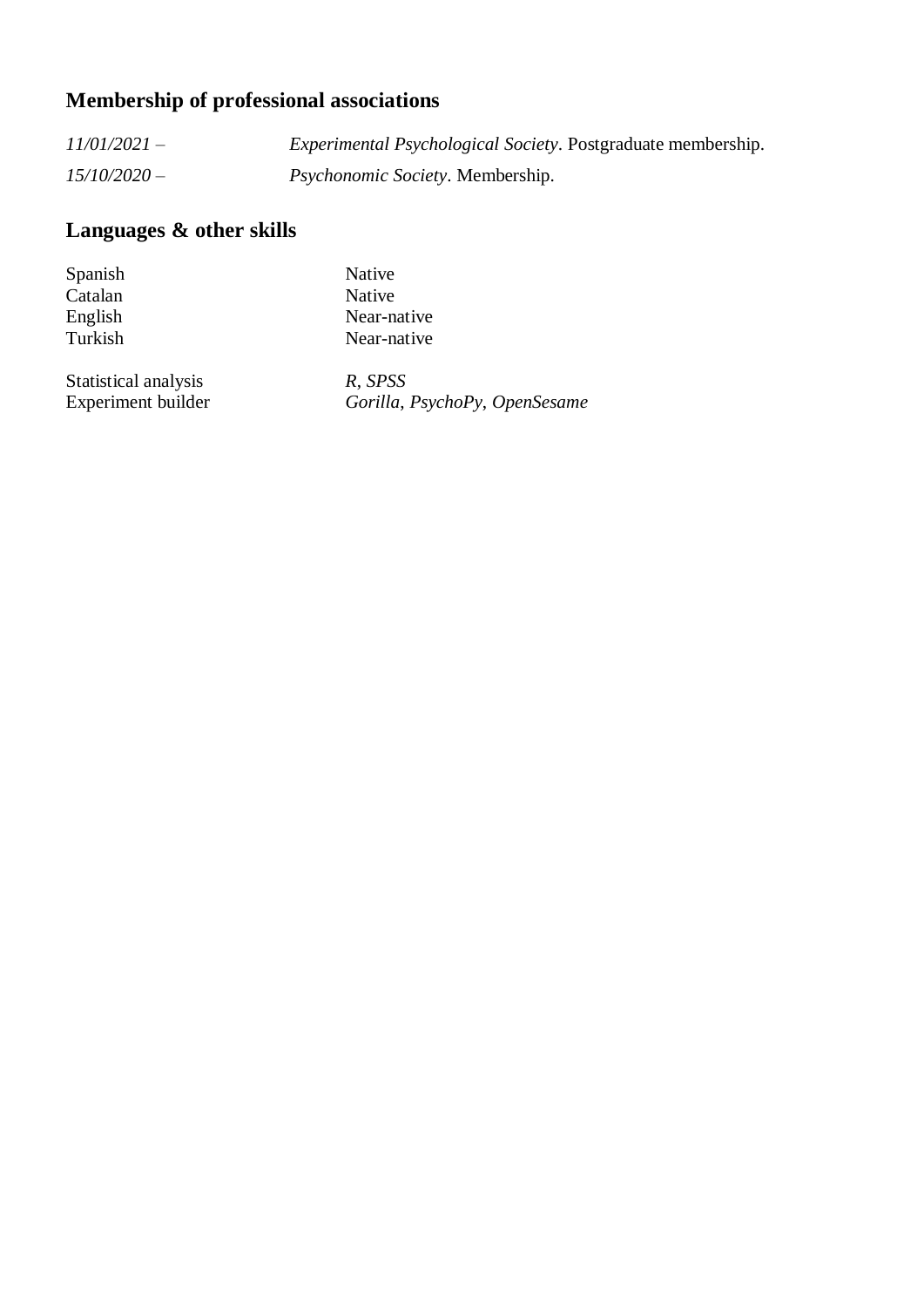## Membership of professional associations

| | |
|---|---|
| *11/01/2021 –* | *Experimental Psychological Society*. Postgraduate membership. |
| *15/10/2020 –* | *Psychonomic Society*. Membership. |

## Languages & other skills

| | |
|---|---|
| Spanish | Native |
| Catalan | Native |
| English | Near-native |
| Turkish | Near-native |

| | |
|---|---|
| Statistical analysis | *R*, *SPSS* |
| Experiment builder | *Gorilla*, *PsychoPy*, *OpenSesame* |